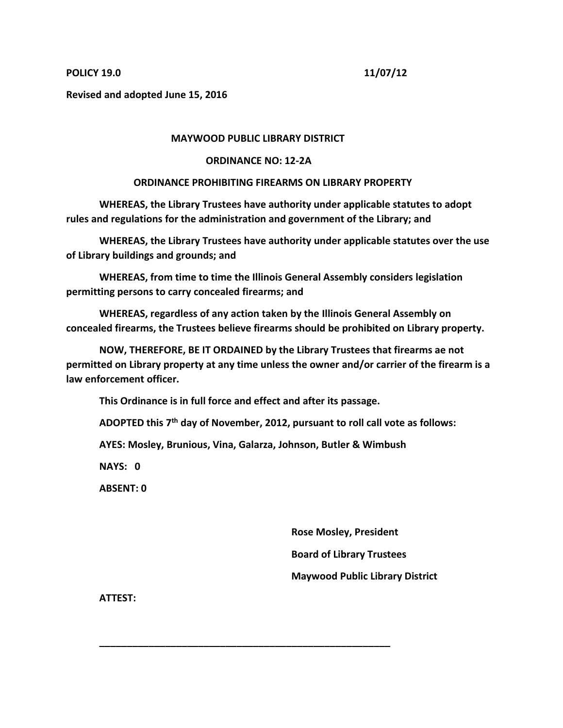**POLICY 19.0** **11/07/12**

**Revised and adopted June 15, 2016**

**MAYWOOD PUBLIC LIBRARY DISTRICT**

**ORDINANCE NO: 12-2A**

**ORDINANCE PROHIBITING FIREARMS ON LIBRARY PROPERTY**

**WHEREAS, the Library Trustees have authority under applicable statutes to adopt rules and regulations for the administration and government of the Library; and**

**WHEREAS, the Library Trustees have authority under applicable statutes over the use of Library buildings and grounds; and**

**WHEREAS, from time to time the Illinois General Assembly considers legislation permitting persons to carry concealed firearms; and**

**WHEREAS, regardless of any action taken by the Illinois General Assembly on concealed firearms, the Trustees believe firearms should be prohibited on Library property.**

**NOW, THEREFORE, BE IT ORDAINED by the Library Trustees that firearms ae not permitted on Library property at any time unless the owner and/or carrier of the firearm is a law enforcement officer.**

**This Ordinance is in full force and effect and after its passage.**

**ADOPTED this 7th day of November, 2012, pursuant to roll call vote as follows:**

**AYES: Mosley, Brunious, Vina, Galarza, Johnson, Butler & Wimbush**

**NAYS: 0**

**ABSENT: 0**

**Rose Mosley, President**

**Board of Library Trustees**

**Maywood Public Library District**

**ATTEST:**

\_\_\_\_\_\_\_\_\_\_\_\_\_\_\_\_\_\_\_\_\_\_\_\_\_\_\_\_\_\_\_\_\_\_\_\_\_\_\_\_\_\_\_\_\_\_\_\_\_\_\_\_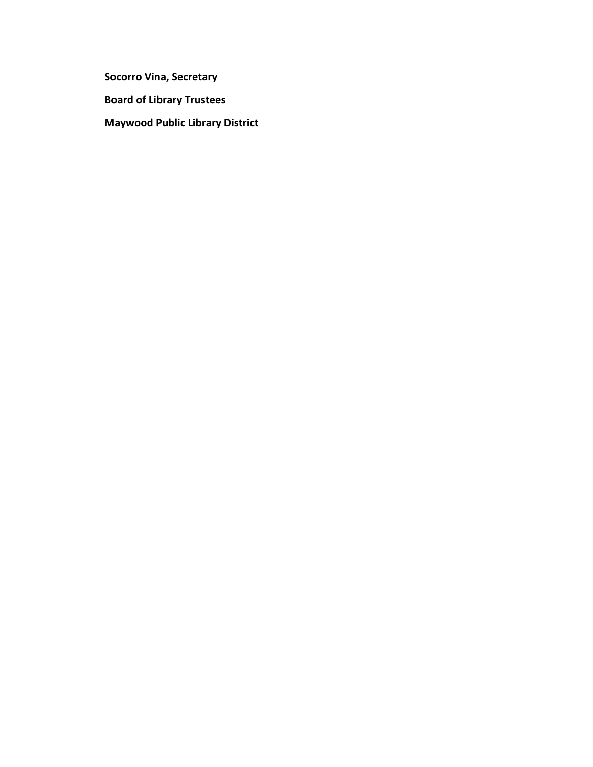**Socorro Vina, Secretary**

**Board of Library Trustees**

**Maywood Public Library District**